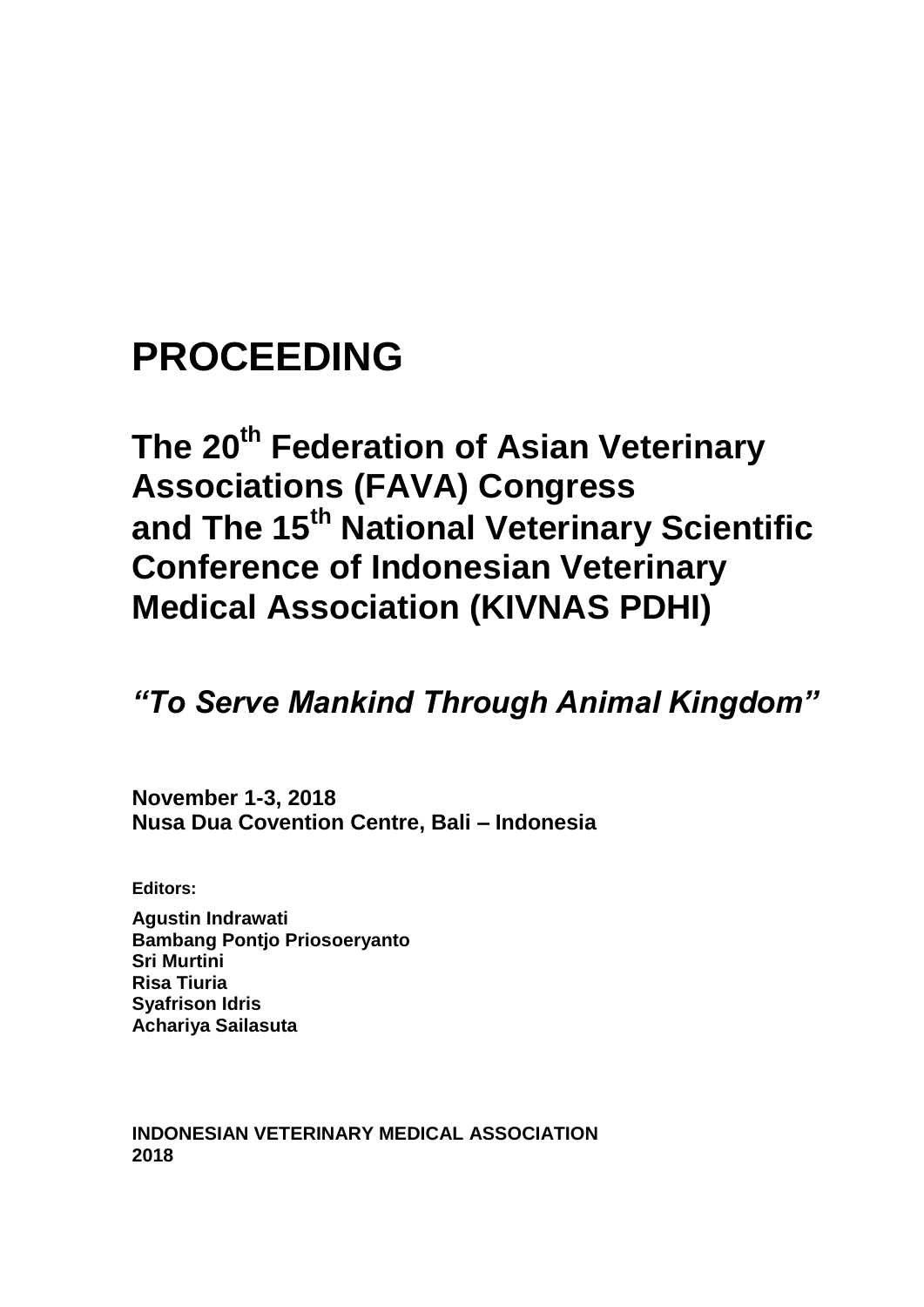# PROCEEDING

## The 20th Federation of Asian Veterinary Associations (FAVA) Congress and The 15th National Veterinary Scientific Conference of Indonesian Veterinary Medical Association (KIVNAS PDHI)

## *"To Serve Mankind Through Animal Kingdom"*

**November 1-3, 2018**
**Nusa Dua Covention Centre, Bali – Indonesia**

**Editors:**

**Agustin Indrawati**
**Bambang Pontjo Priosoeryanto**
**Sri Murtini**
**Risa Tiuria**
**Syafrison Idris**
**Achariya Sailasuta**

**INDONESIAN VETERINARY MEDICAL ASSOCIATION**
**2018**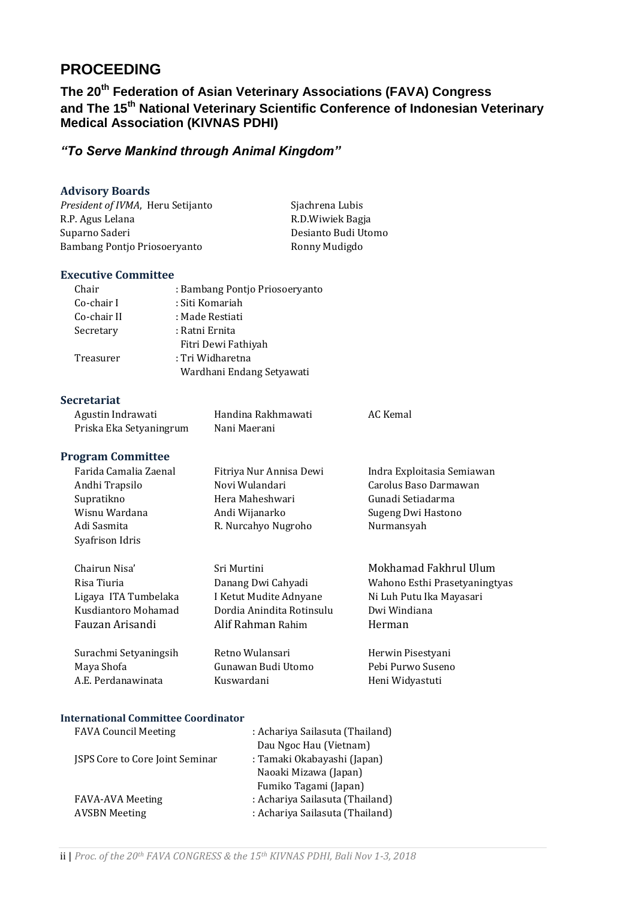# PROCEEDING

## The 20th Federation of Asian Veterinary Associations (FAVA) Congress and The 15th National Veterinary Scientific Conference of Indonesian Veterinary Medical Association (KIVNAS PDHI)

### *"To Serve Mankind through Animal Kingdom"*

#### Advisory Boards

*President of IVMA*, Heru Setijanto
R.P. Agus Lelana
Suparno Saderi
Bambang Pontjo Priosoeryanto
Sjachrena Lubis
R.D.Wiwiek Bagja
Desianto Budi Utomo
Ronny Mudigdo

#### Executive Committee

| | |
|---|---|
| Chair | : Bambang Pontjo Priosoeryanto |
| Co-chair I | : Siti Komariah |
| Co-chair II | : Made Restiati |
| Secretary | : Ratni Ernita |
| | Fitri Dewi Fathiyah |
| Treasurer | : Tri Widharetna |
| | Wardhani Endang Setyawati |

#### Secretariat

Agustin Indrawati
Priska Eka Setyaningrum
Handina Rakhmawati
Nani Maerani
AC Kemal

#### Program Committee

Farida Camalia Zaenal
Andhi Trapsilo
Supratikno
Wisnu Wardana
Adi Sasmita
Syafrison Idris
Fitriya Nur Annisa Dewi
Novi Wulandari
Hera Maheshwari
Andi Wijanarko
R. Nurcahyo Nugroho
Indra Exploitasia Semiawan
Carolus Baso Darmawan
Gunadi Setiadarma
Sugeng Dwi Hastono
Nurmansyah

Chairun Nisa'
Risa Tiuria
Ligaya ITA Tumbelaka
Kusdiantoro Mohamad
Fauzan Arisandi
Sri Murtini
Danang Dwi Cahyadi
I Ketut Mudite Adnyane
Dordia Anindita Rotinsulu
Alif Rahman Rahim
Mokhamad Fakhrul Ulum
Wahono Esthi Prasetyaningtyas
Ni Luh Putu Ika Mayasari
Dwi Windiana
Herman

Surachmi Setyaningsih
Maya Shofa
A.E. Perdanawinata
Retno Wulansari
Gunawan Budi Utomo
Kuswardani
Herwin Pisestyani
Pebi Purwo Suseno
Heni Widyastuti

#### International Committee Coordinator

| | |
|---|---|
| FAVA Council Meeting | : Achariya Sailasuta (Thailand) |
| | Dau Ngoc Hau (Vietnam) |
| JSPS Core to Core Joint Seminar | : Tamaki Okabayashi (Japan) |
| | Naoaki Mizawa (Japan) |
| | Fumiko Tagami (Japan) |
| FAVA-AVA Meeting | : Achariya Sailasuta (Thailand) |
| AVSBN Meeting | : Achariya Sailasuta (Thailand) |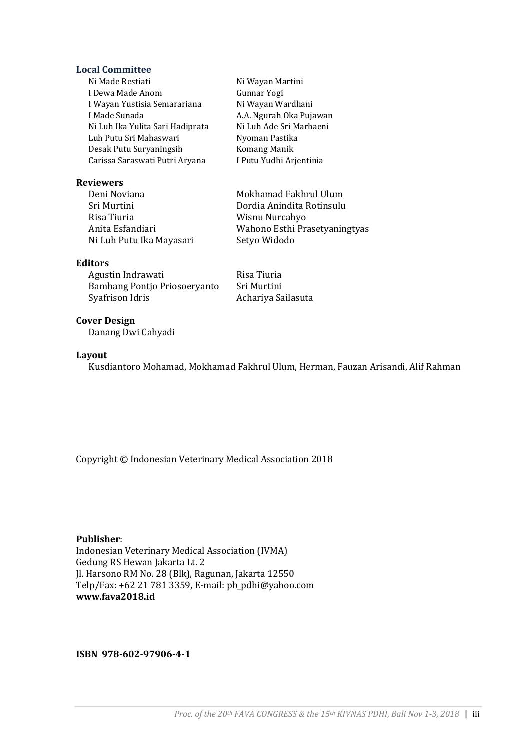### Local Committee

Ni Made Restiati
I Dewa Made Anom
I Wayan Yustisia Semarariana
I Made Sunada
Ni Luh Ika Yulita Sari Hadiprata
Luh Putu Sri Mahaswari
Desak Putu Suryaningsih
Carissa Saraswati Putri Aryana
Ni Wayan Martini
Gunnar Yogi
Ni Wayan Wardhani
A.A. Ngurah Oka Pujawan
Ni Luh Ade Sri Marhaeni
Nyoman Pastika
Komang Manik
I Putu Yudhi Arjentinia

### Reviewers

Deni Noviana
Sri Murtini
Risa Tiuria
Anita Esfandiari
Ni Luh Putu Ika Mayasari
Mokhamad Fakhrul Ulum
Dordia Anindita Rotinsulu
Wisnu Nurcahyo
Wahono Esthi Prasetyaningtyas
Setyo Widodo

### Editors

Agustin Indrawati
Bambang Pontjo Priosoeryanto
Syafrison Idris
Risa Tiuria
Sri Murtini
Achariya Sailasuta

### Cover Design

Danang Dwi Cahyadi

### Layout

Kusdiantoro Mohamad, Mokhamad Fakhrul Ulum, Herman, Fauzan Arisandi, Alif Rahman

Copyright © Indonesian Veterinary Medical Association 2018

**Publisher**:
Indonesian Veterinary Medical Association (IVMA)
Gedung RS Hewan Jakarta Lt. 2
Jl. Harsono RM No. 28 (Blk), Ragunan, Jakarta 12550
Telp/Fax: +62 21 781 3359, E-mail: pb_pdhi@yahoo.com
**www.fava2018.id**

**ISBN 978-602-97906-4-1**